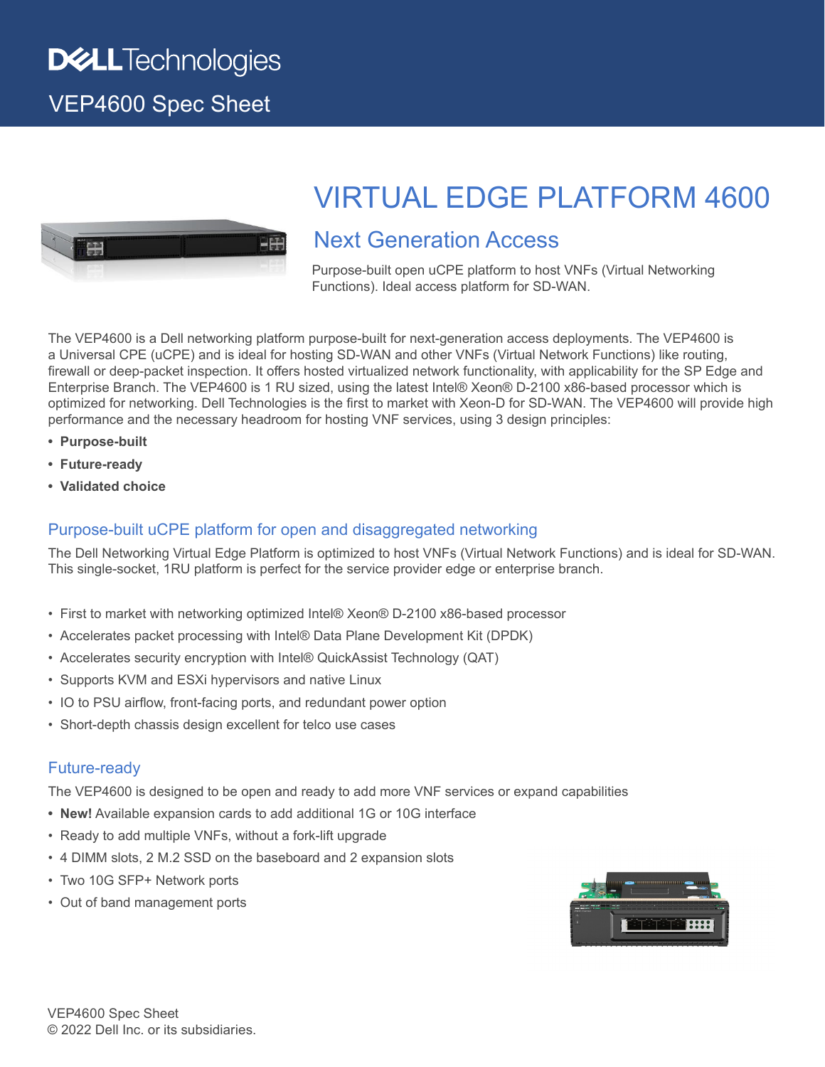# Dell Technologies

## VEP4600 Spec Sheet

# VIRTUAL EDGE PLATFORM 4600

## Next Generation Access

Purpose-built open uCPE platform to host VNFs (Virtual Networking Functions). Ideal access platform for SD-WAN.

The VEP4600 is a Dell networking platform purpose-built for next-generation access deployments. The VEP4600 is a Universal CPE (uCPE) and is ideal for hosting SD-WAN and other VNFs (Virtual Network Functions) like routing, firewall or deep-packet inspection. It offers hosted virtualized network functionality, with applicability for the SP Edge and Enterprise Branch. The VEP4600 is 1 RU sized, using the latest Intel® Xeon® D-2100 x86-based processor which is optimized for networking. Dell Technologies is the first to market with Xeon-D for SD-WAN. The VEP4600 will provide high performance and the necessary headroom for hosting VNF services, using 3 design principles:

- **Purpose-built**
- **Future-ready**
- **Validated choice**

### Purpose-built uCPE platform for open and disaggregated networking

The Dell Networking Virtual Edge Platform is optimized to host VNFs (Virtual Network Functions) and is ideal for SD-WAN. This single-socket, 1RU platform is perfect for the service provider edge or enterprise branch.

- First to market with networking optimized Intel® Xeon® D-2100 x86-based processor
- Accelerates packet processing with Intel® Data Plane Development Kit (DPDK)
- Accelerates security encryption with Intel® QuickAssist Technology (QAT)
- Supports KVM and ESXi hypervisors and native Linux
- IO to PSU airflow, front-facing ports, and redundant power option
- Short-depth chassis design excellent for telco use cases

### Future-ready

The VEP4600 is designed to be open and ready to add more VNF services or expand capabilities

- **New!** Available expansion cards to add additional 1G or 10G interface
- Ready to add multiple VNFs, without a fork-lift upgrade
- 4 DIMM slots, 2 M.2 SSD on the baseboard and 2 expansion slots
- Two 10G SFP+ Network ports
- Out of band management ports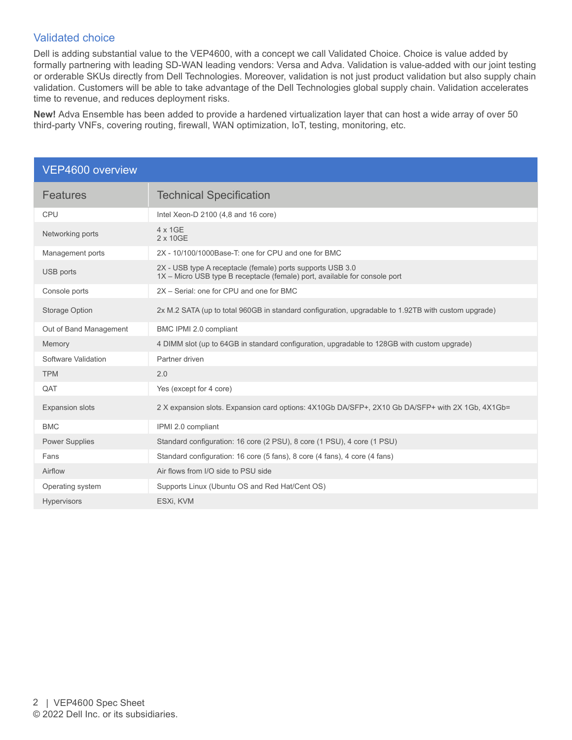## Validated choice

Dell is adding substantial value to the VEP4600, with a concept we call Validated Choice. Choice is value added by formally partnering with leading SD-WAN leading vendors: Versa and Adva. Validation is value-added with our joint testing or orderable SKUs directly from Dell Technologies. Moreover, validation is not just product validation but also supply chain validation. Customers will be able to take advantage of the Dell Technologies global supply chain. Validation accelerates time to revenue, and reduces deployment risks.

**New!** Adva Ensemble has been added to provide a hardened virtualization layer that can host a wide array of over 50 third-party VNFs, covering routing, firewall, WAN optimization, IoT, testing, monitoring, etc.

### VEP4600 overview

| Features | Technical Specification |
|---|---|
| CPU | Intel Xeon-D 2100 (4,8 and 16 core) |
| Networking ports | 4 x 1GE<br>2 x 10GE |
| Management ports | 2X - 10/100/1000Base-T: one for CPU and one for BMC |
| USB ports | 2X - USB type A receptacle (female) ports supports USB 3.0<br>1X – Micro USB type B receptacle (female) port, available for console port |
| Console ports | 2X – Serial: one for CPU and one for BMC |
| Storage Option | 2x M.2 SATA (up to total 960GB in standard configuration, upgradable to 1.92TB with custom upgrade) |
| Out of Band Management | BMC IPMI 2.0 compliant |
| Memory | 4 DIMM slot (up to 64GB in standard configuration, upgradable to 128GB with custom upgrade) |
| Software Validation | Partner driven |
| TPM | 2.0 |
| QAT | Yes (except for 4 core) |
| Expansion slots | 2 X expansion slots. Expansion card options: 4X10Gb DA/SFP+, 2X10 Gb DA/SFP+ with 2X 1Gb, 4X1Gb= |
| BMC | IPMI 2.0 compliant |
| Power Supplies | Standard configuration: 16 core (2 PSU), 8 core (1 PSU), 4 core (1 PSU) |
| Fans | Standard configuration: 16 core (5 fans), 8 core (4 fans), 4 core (4 fans) |
| Airflow | Air flows from I/O side to PSU side |
| Operating system | Supports Linux (Ubuntu OS and Red Hat/Cent OS) |
| Hypervisors | ESXi, KVM |

© 2022 Dell Inc. or its subsidiaries.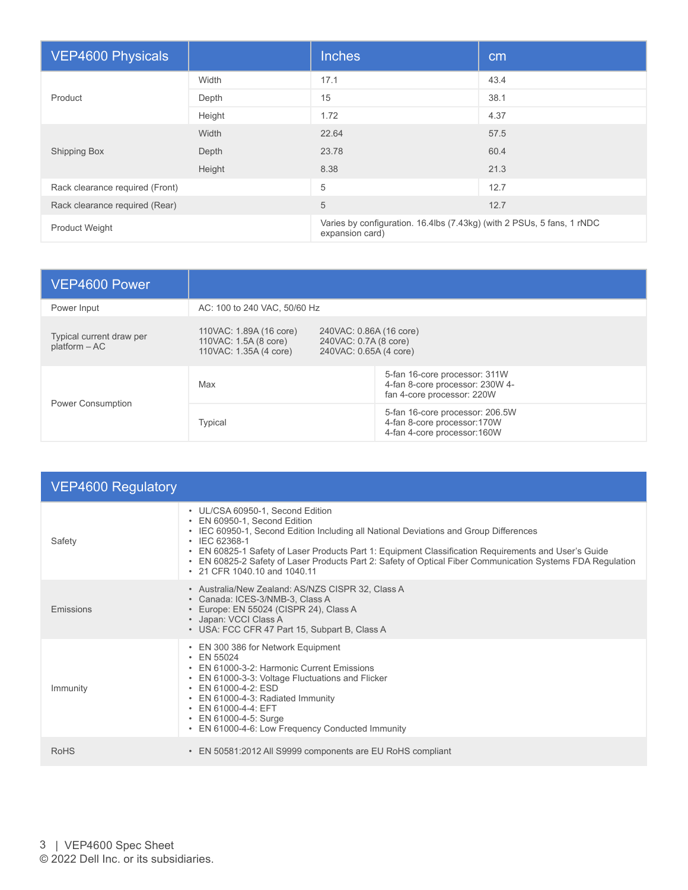| VEP4600 Physicals | | Inches | cm |
|---|---|---|---|
| Product | Width | 17.1 | 43.4 |
| | Depth | 15 | 38.1 |
| | Height | 1.72 | 4.37 |
| Shipping Box | Width | 22.64 | 57.5 |
| | Depth | 23.78 | 60.4 |
| | Height | 8.38 | 21.3 |
| Rack clearance required (Front) | | 5 | 12.7 |
| Rack clearance required (Rear) | | 5 | 12.7 |
| Product Weight | | Varies by configuration. 16.4lbs (7.43kg) (with 2 PSUs, 5 fans, 1 rNDC expansion card) | |

| VEP4600 Power | | |
|---|---|---|
| Power Input | AC: 100 to 240 VAC, 50/60 Hz | |
| Typical current draw per platform – AC | 110VAC: 1.89A (16 core)<br>110VAC: 1.5A (8 core)<br>110VAC: 1.35A (4 core) | 240VAC: 0.86A (16 core)<br>240VAC: 0.7A (8 core)<br>240VAC: 0.65A (4 core) |
| Power Consumption | Max | 5-fan 16-core processor: 311W<br>4-fan 8-core processor: 230W 4-fan 4-core processor: 220W |
| | Typical | 5-fan 16-core processor: 206.5W<br>4-fan 8-core processor:170W<br>4-fan 4-core processor:160W |

| VEP4600 Regulatory | |
|---|---|
| Safety | • UL/CSA 60950-1, Second Edition<br>• EN 60950-1, Second Edition<br>• IEC 60950-1, Second Edition Including all National Deviations and Group Differences<br>• IEC 62368-1<br>• EN 60825-1 Safety of Laser Products Part 1: Equipment Classification Requirements and User's Guide<br>• EN 60825-2 Safety of Laser Products Part 2: Safety of Optical Fiber Communication Systems FDA Regulation<br>• 21 CFR 1040.10 and 1040.11 |
| Emissions | • Australia/New Zealand: AS/NZS CISPR 32, Class A<br>• Canada: ICES-3/NMB-3, Class A<br>• Europe: EN 55024 (CISPR 24), Class A<br>• Japan: VCCI Class A<br>• USA: FCC CFR 47 Part 15, Subpart B, Class A |
| Immunity | • EN 300 386 for Network Equipment<br>• EN 55024<br>• EN 61000-3-2: Harmonic Current Emissions<br>• EN 61000-3-3: Voltage Fluctuations and Flicker<br>• EN 61000-4-2: ESD<br>• EN 61000-4-3: Radiated Immunity<br>• EN 61000-4-4: EFT<br>• EN 61000-4-5: Surge<br>• EN 61000-4-6: Low Frequency Conducted Immunity |
| RoHS | • EN 50581:2012 All S9999 components are EU RoHS compliant |

© 2022 Dell Inc. or its subsidiaries.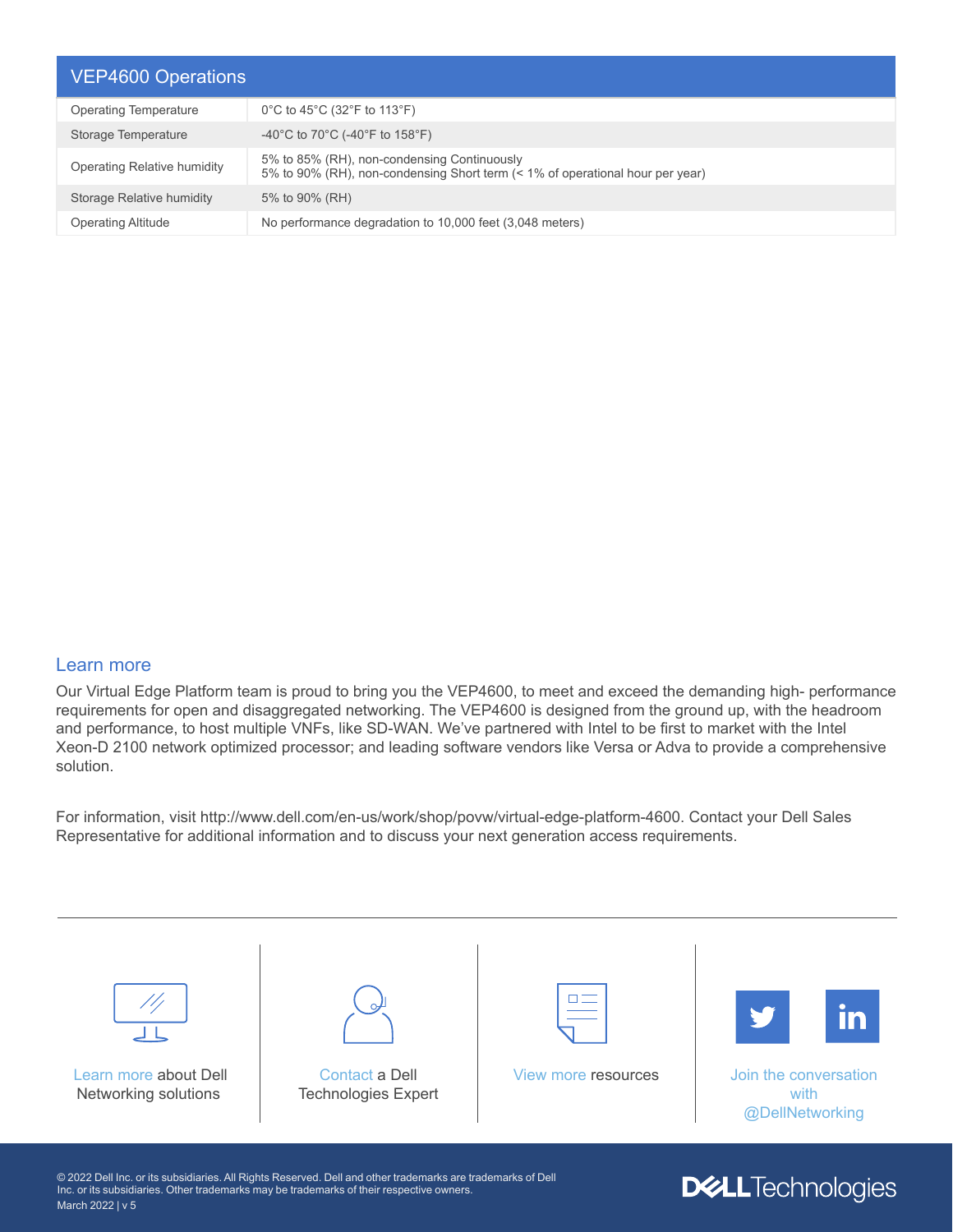| VEP4600 Operations | |
|---|---|
| Operating Temperature | 0°C to 45°C (32°F to 113°F) |
| Storage Temperature | -40°C to 70°C (-40°F to 158°F) |
| Operating Relative humidity | 5% to 85% (RH), non-condensing Continuously<br>5% to 90% (RH), non-condensing Short term (< 1% of operational hour per year) |
| Storage Relative humidity | 5% to 90% (RH) |
| Operating Altitude | No performance degradation to 10,000 feet (3,048 meters) |

## Learn more

Our Virtual Edge Platform team is proud to bring you the VEP4600, to meet and exceed the demanding high- performance requirements for open and disaggregated networking. The VEP4600 is designed from the ground up, with the headroom and performance, to host multiple VNFs, like SD-WAN. We've partnered with Intel to be first to market with the Intel Xeon-D 2100 network optimized processor; and leading software vendors like Versa or Adva to provide a comprehensive solution.

For information, visit http://www.dell.com/en-us/work/shop/povw/virtual-edge-platform-4600. Contact your Dell Sales Representative for additional information and to discuss your next generation access requirements.

Learn more about Dell Networking solutions

Contact a Dell Technologies Expert

View more resources

Join the conversation with @DellNetworking

© 2022 Dell Inc. or its subsidiaries. All Rights Reserved. Dell and other trademarks are trademarks of Dell Inc. or its subsidiaries. Other trademarks may be trademarks of their respective owners.
March 2022 | v 5

DELL Technologies